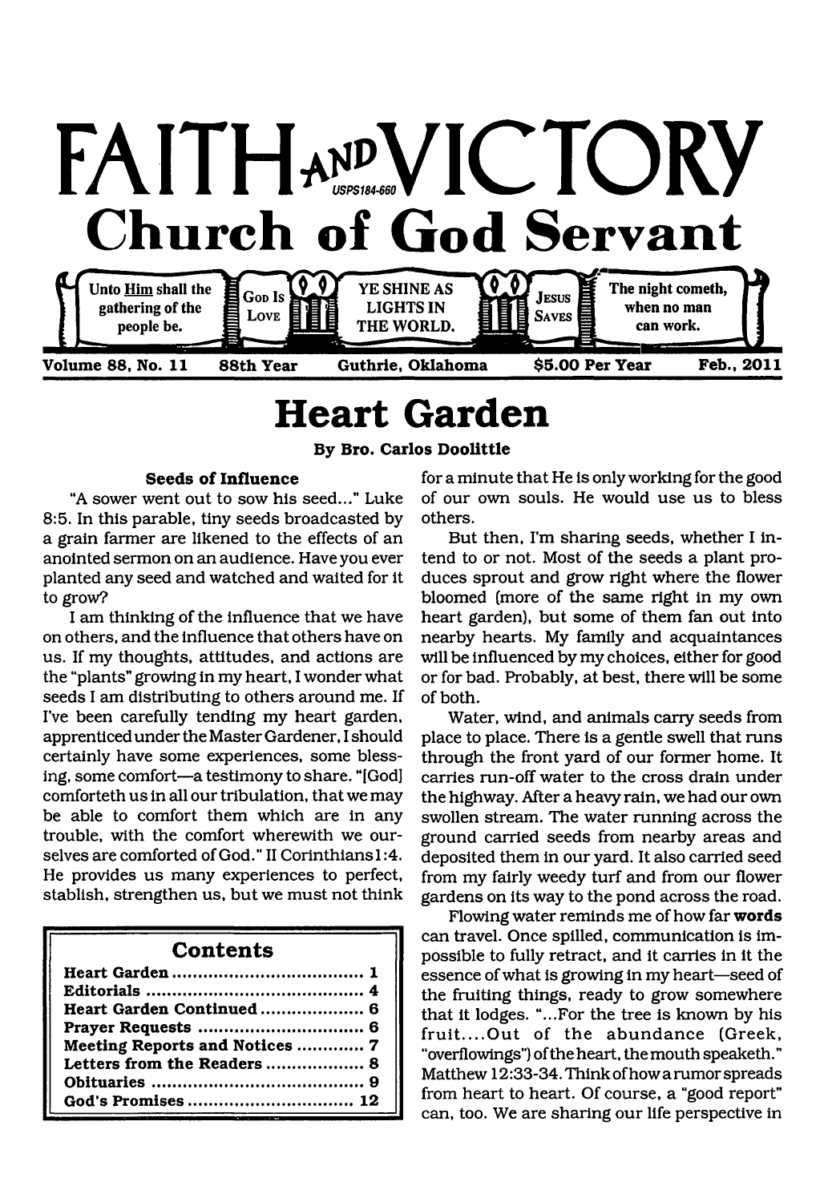# FAITH AND VICTORY

USPS184-660

## Church of God Servant

Unto Him shall the gathering of the people be. | God Is Love | YE SHINE AS LIGHTS IN THE WORLD. | Jesus Saves | The night cometh, when no man can work.

Volume 88, No. 11 | 88th Year | Guthrie, Oklahoma | $5.00 Per Year | Feb., 2011

# Heart Garden

By Bro. Carlos Doolittle

### Seeds of Influence

"A sower went out to sow his seed..." Luke 8:5. In this parable, tiny seeds broadcasted by a grain farmer are likened to the effects of an anointed sermon on an audience. Have you ever planted any seed and watched and waited for it to grow?

I am thinking of the influence that we have on others, and the influence that others have on us. If my thoughts, attitudes, and actions are the "plants" growing in my heart, I wonder what seeds I am distributing to others around me. If I've been carefully tending my heart garden, apprenticed under the Master Gardener, I should certainly have some experiences, some blessing, some comfort—a testimony to share. "[God] comforteth us in all our tribulation, that we may be able to comfort them which are in any trouble, with the comfort wherewith we ourselves are comforted of God." II Corinthians 1:4. He provides us many experiences to perfect, stablish, strengthen us, but we must not think for a minute that He is only working for the good of our own souls. He would use us to bless others.

But then, I'm sharing seeds, whether I intend to or not. Most of the seeds a plant produces sprout and grow right where the flower bloomed (more of the same right in my own heart garden), but some of them fan out into nearby hearts. My family and acquaintances will be influenced by my choices, either for good or for bad. Probably, at best, there will be some of both.

Water, wind, and animals carry seeds from place to place. There is a gentle swell that runs through the front yard of our former home. It carries run-off water to the cross drain under the highway. After a heavy rain, we had our own swollen stream. The water running across the ground carried seeds from nearby areas and deposited them in our yard. It also carried seed from my fairly weedy turf and from our flower gardens on its way to the pond across the road.

Flowing water reminds me of how far **words** can travel. Once spilled, communication is impossible to fully retract, and it carries in it the essence of what is growing in my heart—seed of the fruiting things, ready to grow somewhere that it lodges. "...For the tree is known by his fruit....Out of the abundance (Greek, "overflowings") of the heart, the mouth speaketh." Matthew 12:33-34. Think of how a rumor spreads from heart to heart. Of course, a "good report" can, too. We are sharing our life perspective in

| Contents | |
|---|---|
| Heart Garden | 1 |
| Editorials | 4 |
| Heart Garden Continued | 6 |
| Prayer Requests | 6 |
| Meeting Reports and Notices | 7 |
| Letters from the Readers | 8 |
| Obituaries | 9 |
| God's Promises | 12 |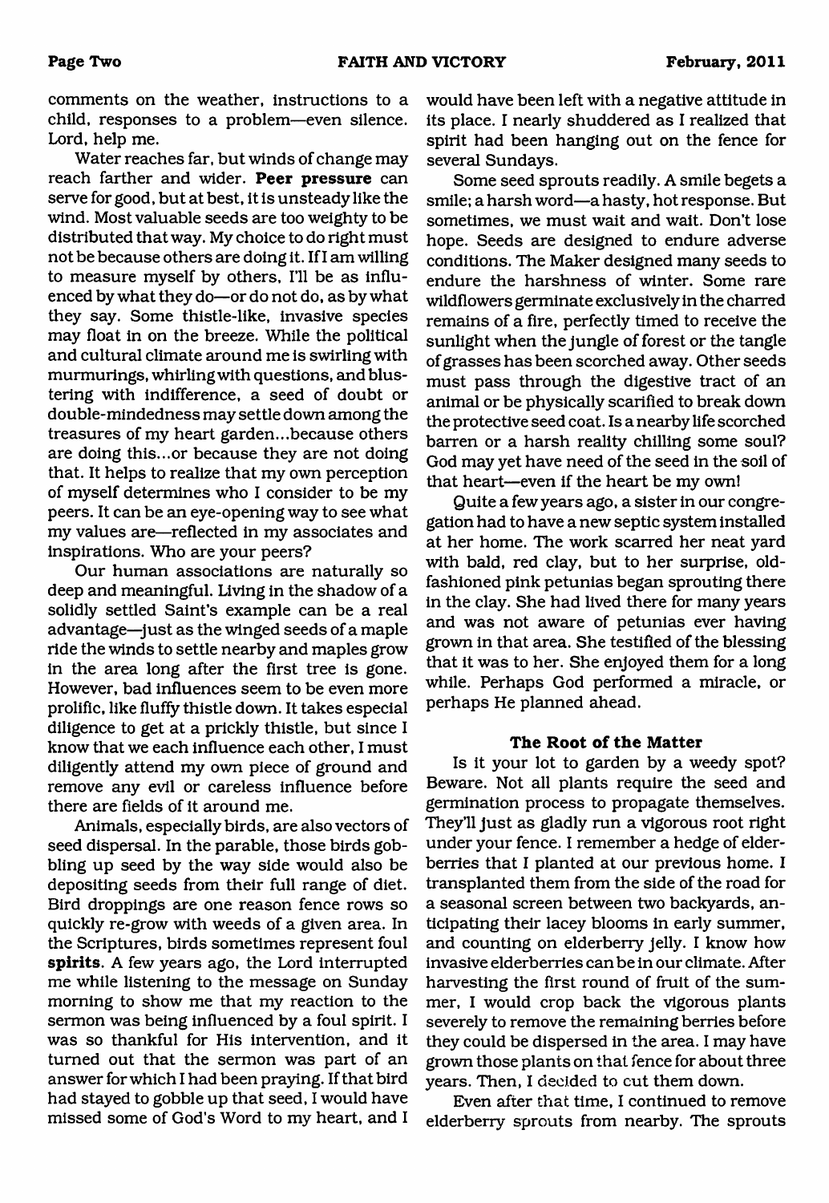comments on the weather, instructions to a child, responses to a problem—even silence. Lord, help me.

Water reaches far, but winds of change may reach farther and wider. **Peer pressure** can serve for good, but at best, it is unsteady like the wind. Most valuable seeds are too weighty to be distributed that way. My choice to do right must not be because others are doing it. If I am willing to measure myself by others, I'll be as influenced by what they do—or do not do, as by what they say. Some thistle-like, invasive species may float in on the breeze. While the political and cultural climate around me is swirling with murmurings, whirling with questions, and blustering with indifference, a seed of doubt or double-mindedness may settle down among the treasures of my heart garden...because others are doing this...or because they are not doing that. It helps to realize that my own perception of myself determines who I consider to be my peers. It can be an eye-opening way to see what my values are—reflected in my associates and inspirations. Who are your peers?

Our human associations are naturally so deep and meaningful. Living in the shadow of a solidly settled Saint's example can be a real advantage—just as the winged seeds of a maple ride the winds to settle nearby and maples grow in the area long after the first tree is gone. However, bad influences seem to be even more prolific, like fluffy thistle down. It takes especial diligence to get at a prickly thistle, but since I know that we each influence each other, I must diligently attend my own piece of ground and remove any evil or careless influence before there are fields of it around me.

Animals, especially birds, are also vectors of seed dispersal. In the parable, those birds gobbling up seed by the way side would also be depositing seeds from their full range of diet. Bird droppings are one reason fence rows so quickly re-grow with weeds of a given area. In the Scriptures, birds sometimes represent foul **spirits**. A few years ago, the Lord interrupted me while listening to the message on Sunday morning to show me that my reaction to the sermon was being influenced by a foul spirit. I was so thankful for His intervention, and it turned out that the sermon was part of an answer for which I had been praying. If that bird had stayed to gobble up that seed, I would have missed some of God's Word to my heart, and I would have been left with a negative attitude in its place. I nearly shuddered as I realized that spirit had been hanging out on the fence for several Sundays.

Some seed sprouts readily. A smile begets a smile; a harsh word—a hasty, hot response. But sometimes, we must wait and wait. Don't lose hope. Seeds are designed to endure adverse conditions. The Maker designed many seeds to endure the harshness of winter. Some rare wildflowers germinate exclusively in the charred remains of a fire, perfectly timed to receive the sunlight when the jungle of forest or the tangle of grasses has been scorched away. Other seeds must pass through the digestive tract of an animal or be physically scarified to break down the protective seed coat. Is a nearby life scorched barren or a harsh reality chilling some soul? God may yet have need of the seed in the soil of that heart—even if the heart be my own!

Quite a few years ago, a sister in our congregation had to have a new septic system installed at her home. The work scarred her neat yard with bald, red clay, but to her surprise, old-fashioned pink petunias began sprouting there in the clay. She had lived there for many years and was not aware of petunias ever having grown in that area. She testified of the blessing that it was to her. She enjoyed them for a long while. Perhaps God performed a miracle, or perhaps He planned ahead.

### The Root of the Matter

Is it your lot to garden by a weedy spot? Beware. Not all plants require the seed and germination process to propagate themselves. They'll just as gladly run a vigorous root right under your fence. I remember a hedge of elderberries that I planted at our previous home. I transplanted them from the side of the road for a seasonal screen between two backyards, anticipating their lacey blooms in early summer, and counting on elderberry jelly. I know how invasive elderberries can be in our climate. After harvesting the first round of fruit of the summer, I would crop back the vigorous plants severely to remove the remaining berries before they could be dispersed in the area. I may have grown those plants on that fence for about three years. Then, I decided to cut them down.

Even after that time, I continued to remove elderberry sprouts from nearby. The sprouts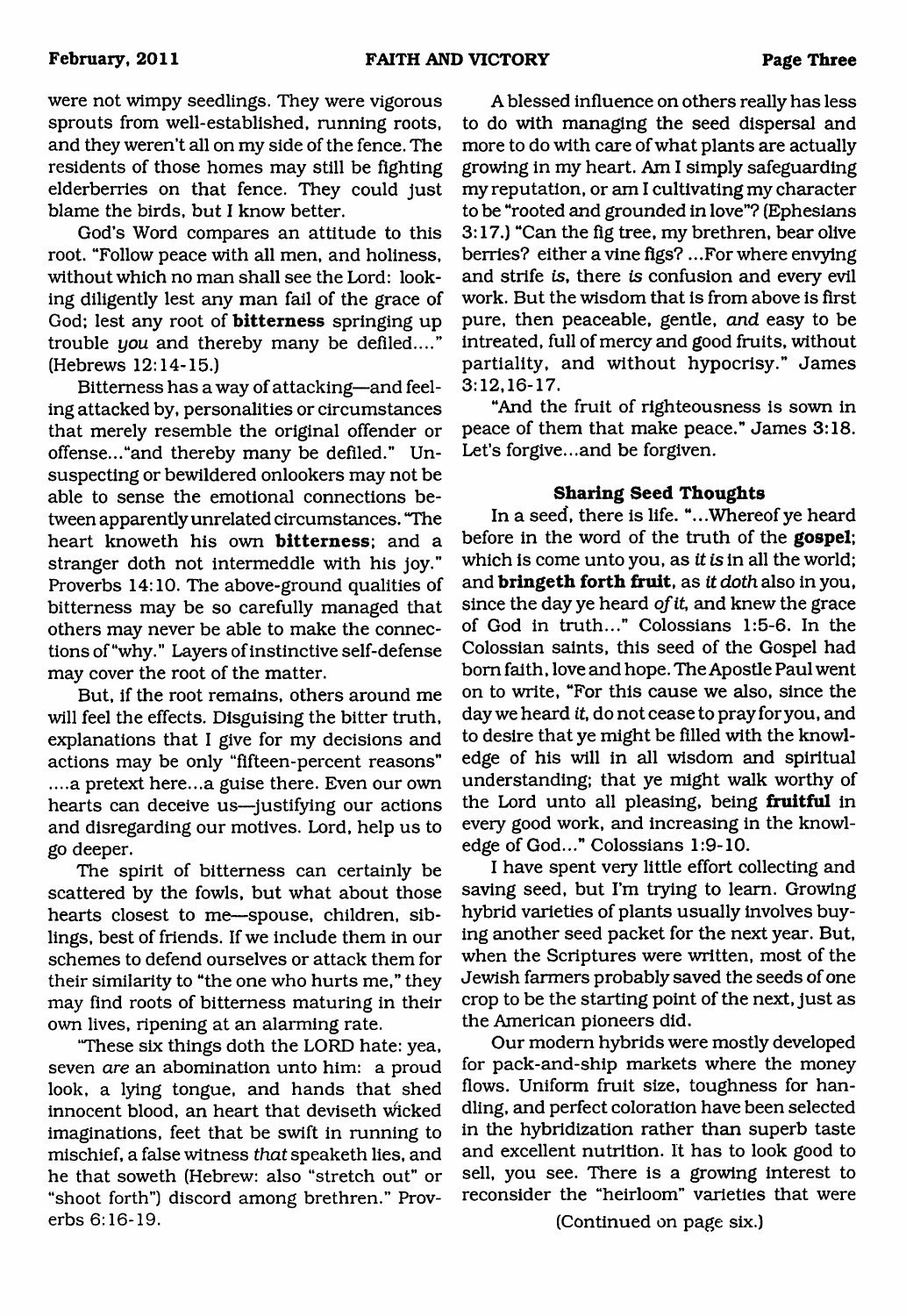were not wimpy seedlings. They were vigorous sprouts from well-established, running roots, and they weren't all on my side of the fence. The residents of those homes may still be fighting elderberries on that fence. They could just blame the birds, but I know better.

God's Word compares an attitude to this root. "Follow peace with all men, and holiness, without which no man shall see the Lord: looking diligently lest any man fail of the grace of God; lest any root of **bitterness** springing up trouble *you* and thereby many be defiled...." (Hebrews 12:14-15.)

Bitterness has a way of attacking—and feeling attacked by, personalities or circumstances that merely resemble the original offender or offense..."and thereby many be defiled." Unsuspecting or bewildered onlookers may not be able to sense the emotional connections between apparently unrelated circumstances. "The heart knoweth his own **bitterness**; and a stranger doth not intermeddle with his joy." Proverbs 14:10. The above-ground qualities of bitterness may be so carefully managed that others may never be able to make the connections of "why." Layers of instinctive self-defense may cover the root of the matter.

But, if the root remains, others around me will feel the effects. Disguising the bitter truth, explanations that I give for my decisions and actions may be only "fifteen-percent reasons" ....a pretext here...a guise there. Even our own hearts can deceive us—justifying our actions and disregarding our motives. Lord, help us to go deeper.

The spirit of bitterness can certainly be scattered by the fowls, but what about those hearts closest to me—spouse, children, siblings, best of friends. If we include them in our schemes to defend ourselves or attack them for their similarity to "the one who hurts me," they may find roots of bitterness maturing in their own lives, ripening at an alarming rate.

"These six things doth the LORD hate: yea, seven *are* an abomination unto him: a proud look, a lying tongue, and hands that shed innocent blood, an heart that deviseth wicked imaginations, feet that be swift in running to mischief, a false witness *that* speaketh lies, and he that soweth (Hebrew: also "stretch out" or "shoot forth") discord among brethren." Proverbs 6:16-19.

A blessed influence on others really has less to do with managing the seed dispersal and more to do with care of what plants are actually growing in my heart. Am I simply safeguarding my reputation, or am I cultivating my character to be "rooted and grounded in love"? (Ephesians 3:17.) "Can the fig tree, my brethren, bear olive berries? either a vine figs? ...For where envying and strife *is*, there *is* confusion and every evil work. But the wisdom that is from above is first pure, then peaceable, gentle, *and* easy to be intreated, full of mercy and good fruits, without partiality, and without hypocrisy." James 3:12,16-17.

"And the fruit of righteousness is sown in peace of them that make peace." James 3:18. Let's forgive...and be forgiven.

#### Sharing Seed Thoughts

In a seed, there is life. "...Whereof ye heard before in the word of the truth of the **gospel**; which is come unto you, as *it is* in all the world; and **bringeth forth fruit**, as *it doth* also in you, since the day ye heard *of it*, and knew the grace of God in truth..." Colossians 1:5-6. In the Colossian saints, this seed of the Gospel had born faith, love and hope. The Apostle Paul went on to write, "For this cause we also, since the day we heard *it*, do not cease to pray for you, and to desire that ye might be filled with the knowledge of his will in all wisdom and spiritual understanding; that ye might walk worthy of the Lord unto all pleasing, being **fruitful** in every good work, and increasing in the knowledge of God..." Colossians 1:9-10.

I have spent very little effort collecting and saving seed, but I'm trying to learn. Growing hybrid varieties of plants usually involves buying another seed packet for the next year. But, when the Scriptures were written, most of the Jewish farmers probably saved the seeds of one crop to be the starting point of the next, just as the American pioneers did.

Our modern hybrids were mostly developed for pack-and-ship markets where the money flows. Uniform fruit size, toughness for handling, and perfect coloration have been selected in the hybridization rather than superb taste and excellent nutrition. It has to look good to sell, you see. There is a growing interest to reconsider the "heirloom" varieties that were

(Continued on page six.)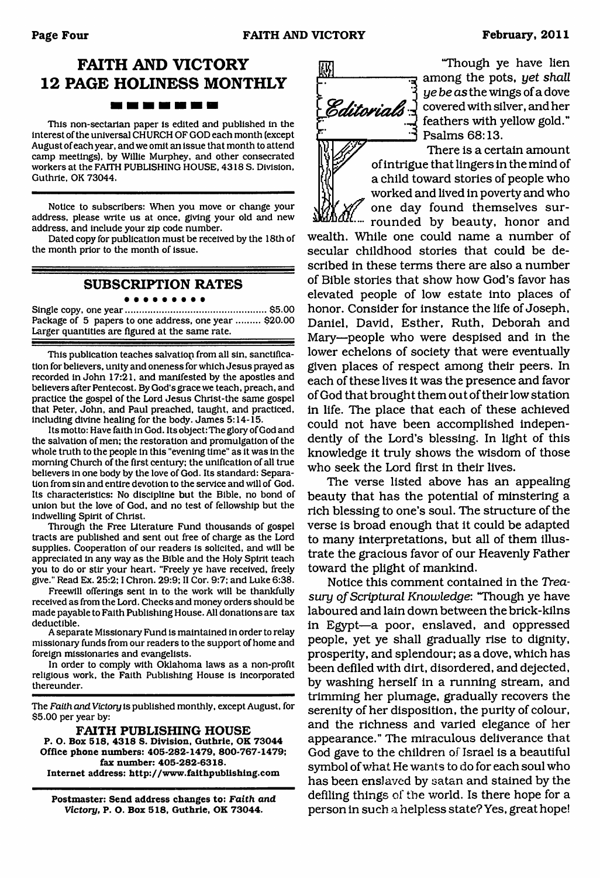## FAITH AND VICTORY
## 12 PAGE HOLINESS MONTHLY

This non-sectarian paper is edited and published in the interest of the universal CHURCH OF GOD each month (except August of each year, and we omit an issue that month to attend camp meetings), by Willie Murphey, and other consecrated workers at the FAITH PUBLISHING HOUSE, 4318 S. Division, Guthrie, OK 73044.

Notice to subscribers: When you move or change your address, please write us at once, giving your old and new address, and include your zip code number.

Dated copy for publication must be received by the 18th of the month prior to the month of issue.

### SUBSCRIPTION RATES

Single copy, one year ........................................ $5.00
Package of 5 papers to one address, one year ......... $20.00
Larger quantities are figured at the same rate.

This publication teaches salvation from all sin, sanctification for believers, unity and oneness for which Jesus prayed as recorded in John 17:21, and manifested by the apostles and believers after Pentecost. By God's grace we teach, preach, and practice the gospel of the Lord Jesus Christ-the same gospel that Peter, John, and Paul preached, taught, and practiced, including divine healing for the body. James 5:14-15.

Its motto: Have faith in God. Its object: The glory of God and the salvation of men; the restoration and promulgation of the whole truth to the people in this "evening time" as it was in the morning Church of the first century; the unification of all true believers in one body by the love of God. Its standard: Separation from sin and entire devotion to the service and will of God. Its characteristics: No discipline but the Bible, no bond of union but the love of God, and no test of fellowship but the indwelling Spirit of Christ.

Through the Free Literature Fund thousands of gospel tracts are published and sent out free of charge as the Lord supplies. Cooperation of our readers is solicited, and will be appreciated in any way as the Bible and the Holy Spirit teach you to do or stir your heart. "Freely ye have received, freely give." Read Ex. 25:2; I Chron. 29:9; II Cor. 9:7; and Luke 6:38.

Freewill offerings sent in to the work will be thankfully received as from the Lord. Checks and money orders should be made payable to Faith Publishing House. All donations are tax deductible.

A separate Missionary Fund is maintained in order to relay missionary funds from our readers to the support of home and foreign missionaries and evangelists.

In order to comply with Oklahoma laws as a non-profit religious work, the Faith Publishing House is incorporated thereunder.

The *Faith and Victory* is published monthly, except August, for $5.00 per year by:

**FAITH PUBLISHING HOUSE**
**P. O. Box 518, 4318 S. Division, Guthrie, OK 73044**
**Office phone numbers: 405-282-1479, 800-767-1479; fax number: 405-282-6318.**
**Internet address: http://www.faithpublishing.com**

**Postmaster: Send address changes to: *Faith and Victory*, P. O. Box 518, Guthrie, OK 73044.**

## Editorials

"Though ye have lien among the pots, *yet shall ye be as* the wings of a dove covered with silver, and her feathers with yellow gold." Psalms 68:13.

There is a certain amount of intrigue that lingers in the mind of a child toward stories of people who worked and lived in poverty and who one day found themselves surrounded by beauty, honor and wealth. While one could name a number of secular childhood stories that could be described in these terms there are also a number of Bible stories that show how God's favor has elevated people of low estate into places of honor. Consider for instance the life of Joseph, Daniel, David, Esther, Ruth, Deborah and Mary—people who were despised and in the lower echelons of society that were eventually given places of respect among their peers. In each of these lives it was the presence and favor of God that brought them out of their low station in life. The place that each of these achieved could not have been accomplished independently of the Lord's blessing. In light of this knowledge it truly shows the wisdom of those who seek the Lord first in their lives.

The verse listed above has an appealing beauty that has the potential of minstering a rich blessing to one's soul. The structure of the verse is broad enough that it could be adapted to many interpretations, but all of them illustrate the gracious favor of our Heavenly Father toward the plight of mankind.

Notice this comment contained in the *Treasury of Scriptural Knowledge*: "Though ye have laboured and lain down between the brick-kilns in Egypt—a poor, enslaved, and oppressed people, yet ye shall gradually rise to dignity, prosperity, and splendour; as a dove, which has been defiled with dirt, disordered, and dejected, by washing herself in a running stream, and trimming her plumage, gradually recovers the serenity of her disposition, the purity of colour, and the richness and varied elegance of her appearance." The miraculous deliverance that God gave to the children of Israel is a beautiful symbol of what He wants to do for each soul who has been enslaved by satan and stained by the defiling things of the world. Is there hope for a person in such a helpless state? Yes, great hope!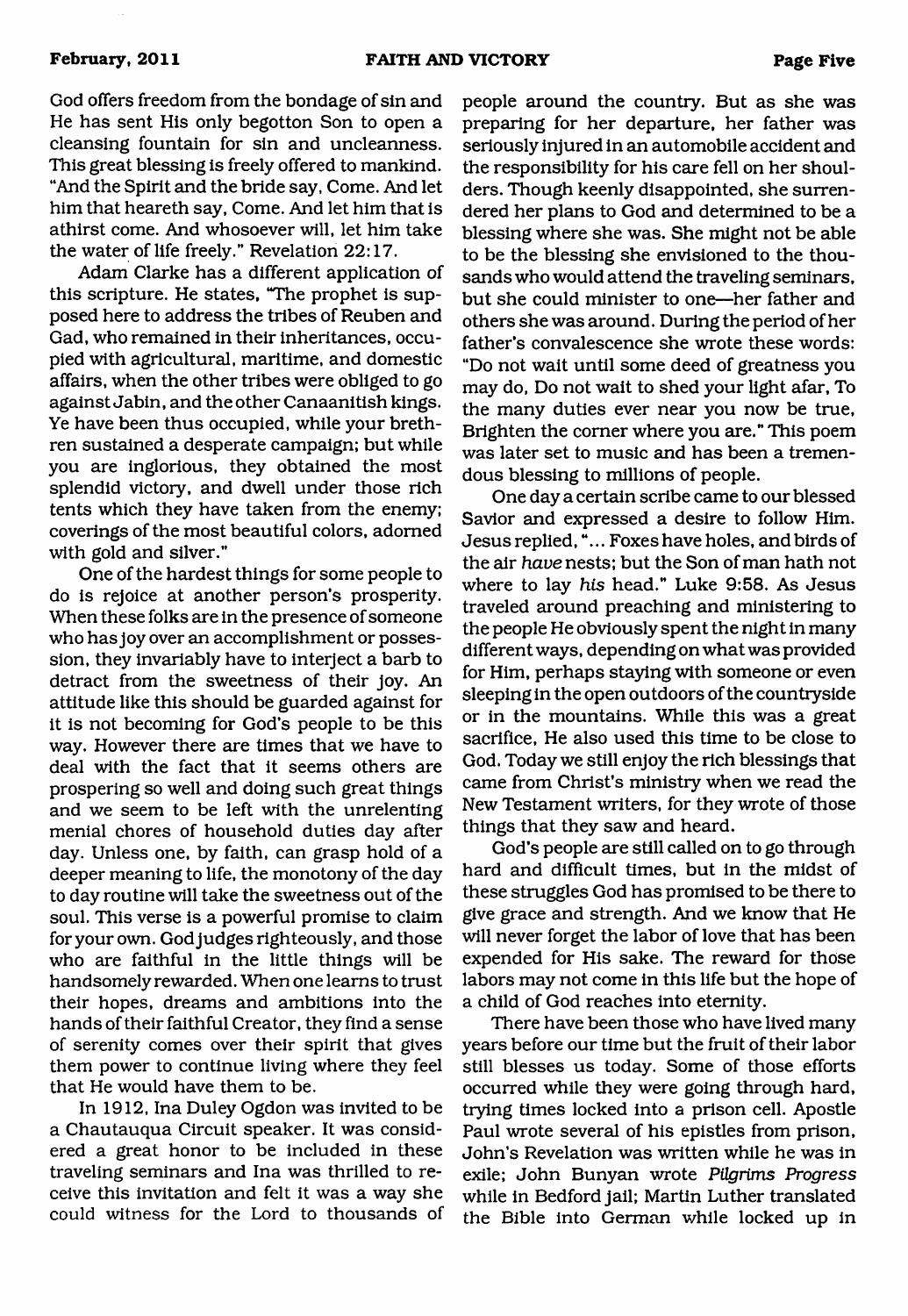God offers freedom from the bondage of sin and He has sent His only begotton Son to open a cleansing fountain for sin and uncleanness. This great blessing is freely offered to mankind. "And the Spirit and the bride say, Come. And let him that heareth say, Come. And let him that is athirst come. And whosoever will, let him take the water of life freely." Revelation 22:17.

Adam Clarke has a different application of this scripture. He states, "The prophet is supposed here to address the tribes of Reuben and Gad, who remained in their inheritances, occupied with agricultural, maritime, and domestic affairs, when the other tribes were obliged to go against Jabin, and the other Canaanitish kings. Ye have been thus occupied, while your brethren sustained a desperate campaign; but while you are inglorious, they obtained the most splendid victory, and dwell under those rich tents which they have taken from the enemy; coverings of the most beautiful colors, adorned with gold and silver."

One of the hardest things for some people to do is rejoice at another person's prosperity. When these folks are in the presence of someone who has joy over an accomplishment or possession, they invariably have to interject a barb to detract from the sweetness of their joy. An attitude like this should be guarded against for it is not becoming for God's people to be this way. However there are times that we have to deal with the fact that it seems others are prospering so well and doing such great things and we seem to be left with the unrelenting menial chores of household duties day after day. Unless one, by faith, can grasp hold of a deeper meaning to life, the monotony of the day to day routine will take the sweetness out of the soul. This verse is a powerful promise to claim for your own. God judges righteously, and those who are faithful in the little things will be handsomely rewarded. When one learns to trust their hopes, dreams and ambitions into the hands of their faithful Creator, they find a sense of serenity comes over their spirit that gives them power to continue living where they feel that He would have them to be.

In 1912, Ina Duley Ogdon was invited to be a Chautauqua Circuit speaker. It was considered a great honor to be included in these traveling seminars and Ina was thrilled to receive this invitation and felt it was a way she could witness for the Lord to thousands of people around the country. But as she was preparing for her departure, her father was seriously injured in an automobile accident and the responsibility for his care fell on her shoulders. Though keenly disappointed, she surrendered her plans to God and determined to be a blessing where she was. She might not be able to be the blessing she envisioned to the thousands who would attend the traveling seminars, but she could minister to one—her father and others she was around. During the period of her father's convalescence she wrote these words: "Do not wait until some deed of greatness you may do, Do not wait to shed your light afar, To the many duties ever near you now be true, Brighten the corner where you are." This poem was later set to music and has been a tremendous blessing to millions of people.

One day a certain scribe came to our blessed Savior and expressed a desire to follow Him. Jesus replied, "... Foxes have holes, and birds of the air *have* nests; but the Son of man hath not where to lay *his* head." Luke 9:58. As Jesus traveled around preaching and ministering to the people He obviously spent the night in many different ways, depending on what was provided for Him, perhaps staying with someone or even sleeping in the open outdoors of the countryside or in the mountains. While this was a great sacrifice, He also used this time to be close to God. Today we still enjoy the rich blessings that came from Christ's ministry when we read the New Testament writers, for they wrote of those things that they saw and heard.

God's people are still called on to go through hard and difficult times, but in the midst of these struggles God has promised to be there to give grace and strength. And we know that He will never forget the labor of love that has been expended for His sake. The reward for those labors may not come in this life but the hope of a child of God reaches into eternity.

There have been those who have lived many years before our time but the fruit of their labor still blesses us today. Some of those efforts occurred while they were going through hard, trying times locked into a prison cell. Apostle Paul wrote several of his epistles from prison, John's Revelation was written while he was in exile; John Bunyan wrote *Pilgrims Progress* while in Bedford jail; Martin Luther translated the Bible into German while locked up in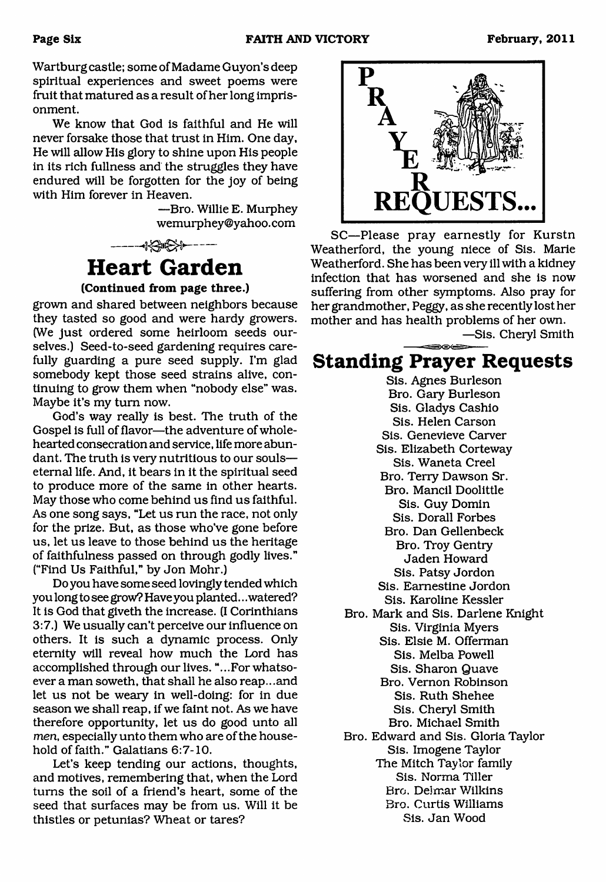Wartburg castle; some of Madame Guyon's deep spiritual experiences and sweet poems were fruit that matured as a result of her long imprisonment.

We know that God is faithful and He will never forsake those that trust in Him. One day, He will allow His glory to shine upon His people in its rich fullness and the struggles they have endured will be forgotten for the joy of being with Him forever in Heaven.

—Bro. Willie E. Murphey
wemurphey@yahoo.com

## Heart Garden

**(Continued from page three.)**

grown and shared between neighbors because they tasted so good and were hardy growers. (We just ordered some heirloom seeds ourselves.) Seed-to-seed gardening requires carefully guarding a pure seed supply. I'm glad somebody kept those seed strains alive, continuing to grow them when "nobody else" was. Maybe it's my turn now.

God's way really is best. The truth of the Gospel is full of flavor—the adventure of wholehearted consecration and service, life more abundant. The truth is very nutritious to our souls—eternal life. And, it bears in it the spiritual seed to produce more of the same in other hearts. May those who come behind us find us faithful. As one song says, "Let us run the race, not only for the prize. But, as those who've gone before us, let us leave to those behind us the heritage of faithfulness passed on through godly lives." ("Find Us Faithful," by Jon Mohr.)

Do you have some seed lovingly tended which you long to see grow? Have you planted...watered? It is God that giveth the increase. (I Corinthians 3:7.) We usually can't perceive our influence on others. It is such a dynamic process. Only eternity will reveal how much the Lord has accomplished through our lives. "...For whatsoever a man soweth, that shall he also reap...and let us not be weary in well-doing: for in due season we shall reap, if we faint not. As we have therefore opportunity, let us do good unto all *men*, especially unto them who are of the household of faith." Galatians 6:7-10.

Let's keep tending our actions, thoughts, and motives, remembering that, when the Lord turns the soil of a friend's heart, some of the seed that surfaces may be from us. Will it be thistles or petunias? Wheat or tares?

## PRAYER REQUESTS...

SC—Please pray earnestly for Kurstn Weatherford, the young niece of Sis. Marie Weatherford. She has been very ill with a kidney infection that has worsened and she is now suffering from other symptoms. Also pray for her grandmother, Peggy, as she recently lost her mother and has health problems of her own.

—Sis. Cheryl Smith

## Standing Prayer Requests

Sis. Agnes Burleson
Bro. Gary Burleson
Sis. Gladys Cashio
Sis. Helen Carson
Sis. Genevieve Carver
Sis. Elizabeth Corteway
Sis. Waneta Creel
Bro. Terry Dawson Sr.
Bro. Mancil Doolittle
Sis. Guy Domin
Sis. Dorall Forbes
Bro. Dan Gellenbeck
Bro. Troy Gentry
Jaden Howard
Sis. Patsy Jordon
Sis. Earnestine Jordon
Sis. Karoline Kessler
Bro. Mark and Sis. Darlene Knight
Sis. Virginia Myers
Sis. Elsie M. Offerman
Sis. Melba Powell
Sis. Sharon Quave
Bro. Vernon Robinson
Sis. Ruth Shehee
Sis. Cheryl Smith
Bro. Michael Smith
Bro. Edward and Sis. Gloria Taylor
Sis. Imogene Taylor
The Mitch Taylor family
Sis. Norma Tiller
Bro. Delmar Wilkins
Bro. Curtis Williams
Sis. Jan Wood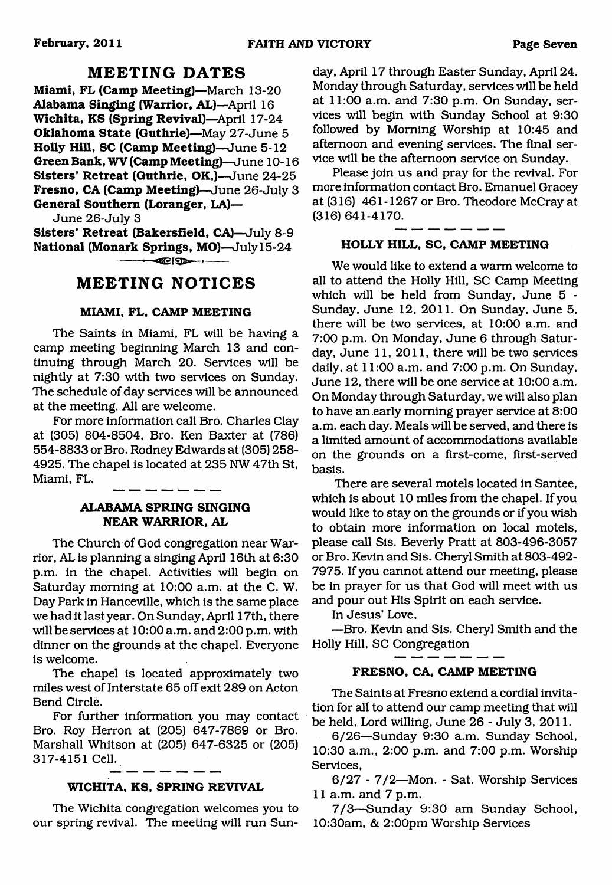## MEETING DATES

**Miami, FL (Camp Meeting)**—March 13-20
**Alabama Singing (Warrior, AL)**—April 16
**Wichita, KS (Spring Revival)**—April 17-24
**Oklahoma State (Guthrie)**—May 27-June 5
**Holly Hill, SC (Camp Meeting)**—June 5-12
**Green Bank, WV (Camp Meeting)**—June 10-16
**Sisters' Retreat (Guthrie, OK,)**—June 24-25
**Fresno, CA (Camp Meeting)**—June 26-July 3
**General Southern (Loranger, LA)**—
June 26-July 3
**Sisters' Retreat (Bakersfield, CA)**—July 8-9
**National (Monark Springs, MO)**—July15-24

## MEETING NOTICES

### MIAMI, FL, CAMP MEETING

The Saints in Miami, FL will be having a camp meeting beginning March 13 and continuing through March 20. Services will be nightly at 7:30 with two services on Sunday. The schedule of day services will be announced at the meeting. All are welcome.

For more information call Bro. Charles Clay at (305) 804-8504, Bro. Ken Baxter at (786) 554-8833 or Bro. Rodney Edwards at (305) 258-4925. The chapel is located at 235 NW 47th St, Miami, FL.

### ALABAMA SPRING SINGING NEAR WARRIOR, AL

The Church of God congregation near Warrior, AL is planning a singing April 16th at 6:30 p.m. in the chapel. Activities will begin on Saturday morning at 10:00 a.m. at the C. W. Day Park in Hanceville, which is the same place we had it last year. On Sunday, April 17th, there will be services at 10:00 a.m. and 2:00 p.m. with dinner on the grounds at the chapel. Everyone is welcome.

The chapel is located approximately two miles west of Interstate 65 off exit 289 on Acton Bend Circle.

For further information you may contact Bro. Roy Herron at (205) 647-7869 or Bro. Marshall Whitson at (205) 647-6325 or (205) 317-4151 Cell.

### WICHITA, KS, SPRING REVIVAL

The Wichita congregation welcomes you to our spring revival. The meeting will run Sunday, April 17 through Easter Sunday, April 24. Monday through Saturday, services will be held at 11:00 a.m. and 7:30 p.m. On Sunday, services will begin with Sunday School at 9:30 followed by Morning Worship at 10:45 and afternoon and evening services. The final service will be the afternoon service on Sunday.

Please join us and pray for the revival. For more information contact Bro. Emanuel Gracey at (316) 461-1267 or Bro. Theodore McCray at (316) 641-4170.

### HOLLY HILL, SC, CAMP MEETING

We would like to extend a warm welcome to all to attend the Holly Hill, SC Camp Meeting which will be held from Sunday, June 5 - Sunday, June 12, 2011. On Sunday, June 5, there will be two services, at 10:00 a.m. and 7:00 p.m. On Monday, June 6 through Saturday, June 11, 2011, there will be two services daily, at 11:00 a.m. and 7:00 p.m. On Sunday, June 12, there will be one service at 10:00 a.m. On Monday through Saturday, we will also plan to have an early morning prayer service at 8:00 a.m. each day. Meals will be served, and there is a limited amount of accommodations available on the grounds on a first-come, first-served basis.

There are several motels located in Santee, which is about 10 miles from the chapel. If you would like to stay on the grounds or if you wish to obtain more information on local motels, please call Sis. Beverly Pratt at 803-496-3057 or Bro. Kevin and Sis. Cheryl Smith at 803-492-7975. If you cannot attend our meeting, please be in prayer for us that God will meet with us and pour out His Spirit on each service.

In Jesus' Love,

—Bro. Kevin and Sis. Cheryl Smith and the Holly Hill, SC Congregation

### FRESNO, CA, CAMP MEETING

The Saints at Fresno extend a cordial invitation for all to attend our camp meeting that will be held, Lord willing, June 26 - July 3, 2011.

6/26—Sunday 9:30 a.m. Sunday School, 10:30 a.m., 2:00 p.m. and 7:00 p.m. Worship Services,

6/27 - 7/2—Mon. - Sat. Worship Services 11 a.m. and 7 p.m.

7/3—Sunday 9:30 am Sunday School, 10:30am, & 2:00pm Worship Services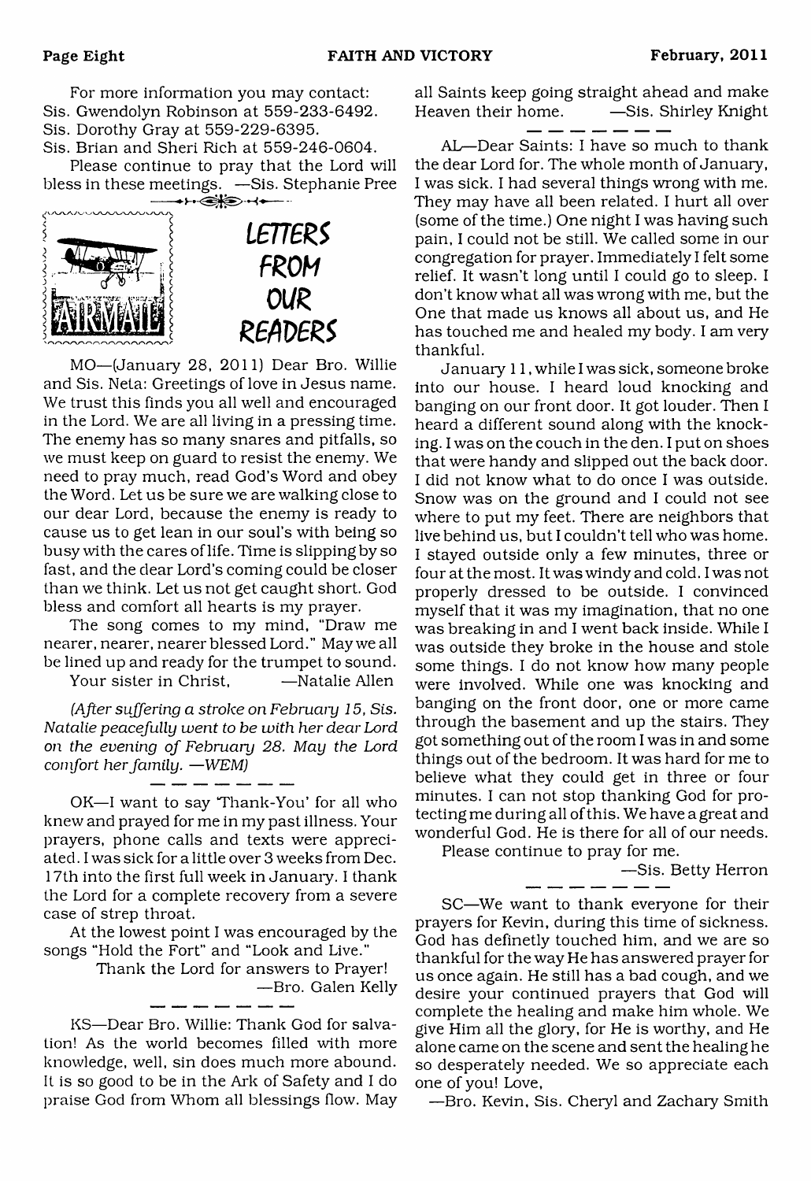For more information you may contact:
Sis. Gwendolyn Robinson at 559-233-6492.
Sis. Dorothy Gray at 559-229-6395.
Sis. Brian and Sheri Rich at 559-246-0604.

Please continue to pray that the Lord will bless in these meetings. —Sis. Stephanie Pree

## LETTERS FROM OUR READERS

MO—(January 28, 2011) Dear Bro. Willie and Sis. Neta: Greetings of love in Jesus name. We trust this finds you all well and encouraged in the Lord. We are all living in a pressing time. The enemy has so many snares and pitfalls, so we must keep on guard to resist the enemy. We need to pray much, read God's Word and obey the Word. Let us be sure we are walking close to our dear Lord, because the enemy is ready to cause us to get lean in our soul's with being so busy with the cares of life. Time is slipping by so fast, and the dear Lord's coming could be closer than we think. Let us not get caught short. God bless and comfort all hearts is my prayer.

The song comes to my mind, "Draw me nearer, nearer, nearer blessed Lord." May we all be lined up and ready for the trumpet to sound.

Your sister in Christ, —Natalie Allen

*(After suffering a stroke on February 15, Sis. Natalie peacefully went to be with her dear Lord on the evening of February 28. May the Lord comfort her family. —WEM)*

---

OK—I want to say 'Thank-You' for all who knew and prayed for me in my past illness. Your prayers, phone calls and texts were appreciated. I was sick for a little over 3 weeks from Dec. 17th into the first full week in January. I thank the Lord for a complete recovery from a severe case of strep throat.

At the lowest point I was encouraged by the songs "Hold the Fort" and "Look and Live."

Thank the Lord for answers to Prayer!
—Bro. Galen Kelly

---

KS—Dear Bro. Willie: Thank God for salvation! As the world becomes filled with more knowledge, well, sin does much more abound. It is so good to be in the Ark of Safety and I do praise God from Whom all blessings flow. May all Saints keep going straight ahead and make Heaven their home. —Sis. Shirley Knight

---

AL—Dear Saints: I have so much to thank the dear Lord for. The whole month of January, I was sick. I had several things wrong with me. They may have all been related. I hurt all over (some of the time.) One night I was having such pain, I could not be still. We called some in our congregation for prayer. Immediately I felt some relief. It wasn't long until I could go to sleep. I don't know what all was wrong with me, but the One that made us knows all about us, and He has touched me and healed my body. I am very thankful.

January 11, while I was sick, someone broke into our house. I heard loud knocking and banging on our front door. It got louder. Then I heard a different sound along with the knocking. I was on the couch in the den. I put on shoes that were handy and slipped out the back door. I did not know what to do once I was outside. Snow was on the ground and I could not see where to put my feet. There are neighbors that live behind us, but I couldn't tell who was home. I stayed outside only a few minutes, three or four at the most. It was windy and cold. I was not properly dressed to be outside. I convinced myself that it was my imagination, that no one was breaking in and I went back inside. While I was outside they broke in the house and stole some things. I do not know how many people were involved. While one was knocking and banging on the front door, one or more came through the basement and up the stairs. They got something out of the room I was in and some things out of the bedroom. It was hard for me to believe what they could get in three or four minutes. I can not stop thanking God for protecting me during all of this. We have a great and wonderful God. He is there for all of our needs.

Please continue to pray for me.

—Sis. Betty Herron

---

SC—We want to thank everyone for their prayers for Kevin, during this time of sickness. God has definetly touched him, and we are so thankful for the way He has answered prayer for us once again. He still has a bad cough, and we desire your continued prayers that God will complete the healing and make him whole. We give Him all the glory, for He is worthy, and He alone came on the scene and sent the healing he so desperately needed. We so appreciate each one of you! Love,

—Bro. Kevin, Sis. Cheryl and Zachary Smith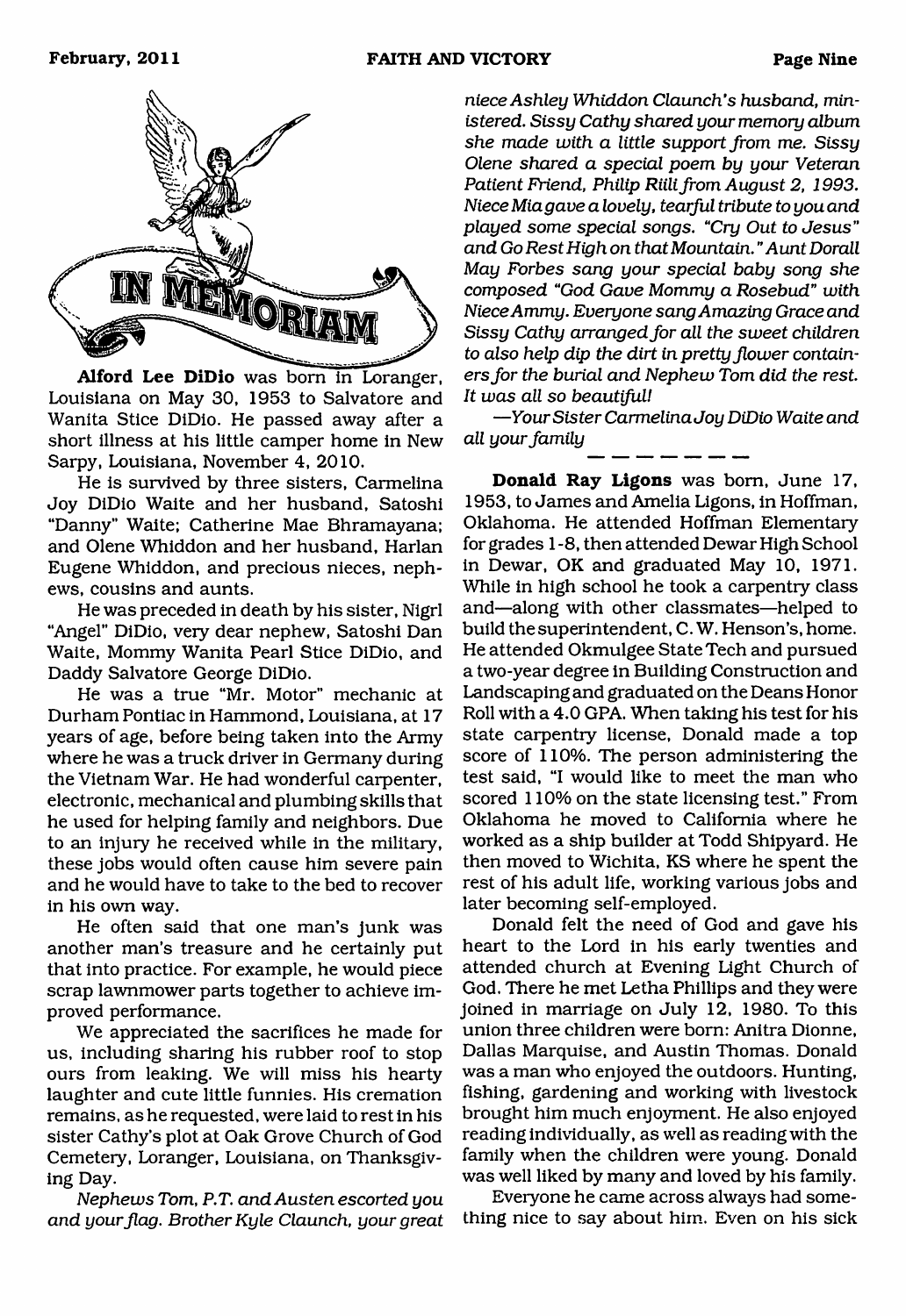# IN MEMORIAM

**Alford Lee DiDio** was born in Loranger, Louisiana on May 30, 1953 to Salvatore and Wanita Stice DiDio. He passed away after a short illness at his little camper home in New Sarpy, Louisiana, November 4, 2010.

He is survived by three sisters, Carmelina Joy DiDio Waite and her husband, Satoshi "Danny" Waite; Catherine Mae Bhramayana; and Olene Whiddon and her husband, Harlan Eugene Whiddon, and precious nieces, nephews, cousins and aunts.

He was preceded in death by his sister, Nigri "Angel" DiDio, very dear nephew, Satoshi Dan Waite, Mommy Wanita Pearl Stice DiDio, and Daddy Salvatore George DiDio.

He was a true "Mr. Motor" mechanic at Durham Pontiac in Hammond, Louisiana, at 17 years of age, before being taken into the Army where he was a truck driver in Germany during the Vietnam War. He had wonderful carpenter, electronic, mechanical and plumbing skills that he used for helping family and neighbors. Due to an injury he received while in the military, these jobs would often cause him severe pain and he would have to take to the bed to recover in his own way.

He often said that one man's junk was another man's treasure and he certainly put that into practice. For example, he would piece scrap lawnmower parts together to achieve improved performance.

We appreciated the sacrifices he made for us, including sharing his rubber roof to stop ours from leaking. We will miss his hearty laughter and cute little funnies. His cremation remains, as he requested, were laid to rest in his sister Cathy's plot at Oak Grove Church of God Cemetery, Loranger, Louisiana, on Thanksgiving Day.

*Nephews Tom, P.T. and Austen escorted you and your flag. Brother Kyle Claunch, your great niece Ashley Whiddon Claunch's husband, ministered. Sissy Cathy shared your memory album she made with a little support from me. Sissy Olene shared a special poem by your Veteran Patient Friend, Philip Rilli from August 2, 1993. Niece Mia gave a lovely, tearful tribute to you and played some special songs. "Cry Out to Jesus" and Go Rest High on that Mountain." Aunt Dorall May Forbes sang your special baby song she composed "God Gave Mommy a Rosebud" with Niece Ammy. Everyone sang Amazing Grace and Sissy Cathy arranged for all the sweet children to also help dip the dirt in pretty flower containers for the burial and Nephew Tom did the rest. It was all so beautiful!*

*—Your Sister Carmelina Joy DiDio Waite and all your family*

---

**Donald Ray Ligons** was born, June 17, 1953, to James and Amelia Ligons, in Hoffman, Oklahoma. He attended Hoffman Elementary for grades 1-8, then attended Dewar High School in Dewar, OK and graduated May 10, 1971. While in high school he took a carpentry class and—along with other classmates—helped to build the superintendent, C. W. Henson's, home. He attended Okmulgee State Tech and pursued a two-year degree in Building Construction and Landscaping and graduated on the Deans Honor Roll with a 4.0 GPA. When taking his test for his state carpentry license, Donald made a top score of 110%. The person administering the test said, "I would like to meet the man who scored 110% on the state licensing test." From Oklahoma he moved to California where he worked as a ship builder at Todd Shipyard. He then moved to Wichita, KS where he spent the rest of his adult life, working various jobs and later becoming self-employed.

Donald felt the need of God and gave his heart to the Lord in his early twenties and attended church at Evening Light Church of God. There he met Letha Phillips and they were joined in marriage on July 12, 1980. To this union three children were born: Anitra Dionne, Dallas Marquise, and Austin Thomas. Donald was a man who enjoyed the outdoors. Hunting, fishing, gardening and working with livestock brought him much enjoyment. He also enjoyed reading individually, as well as reading with the family when the children were young. Donald was well liked by many and loved by his family.

Everyone he came across always had something nice to say about him. Even on his sick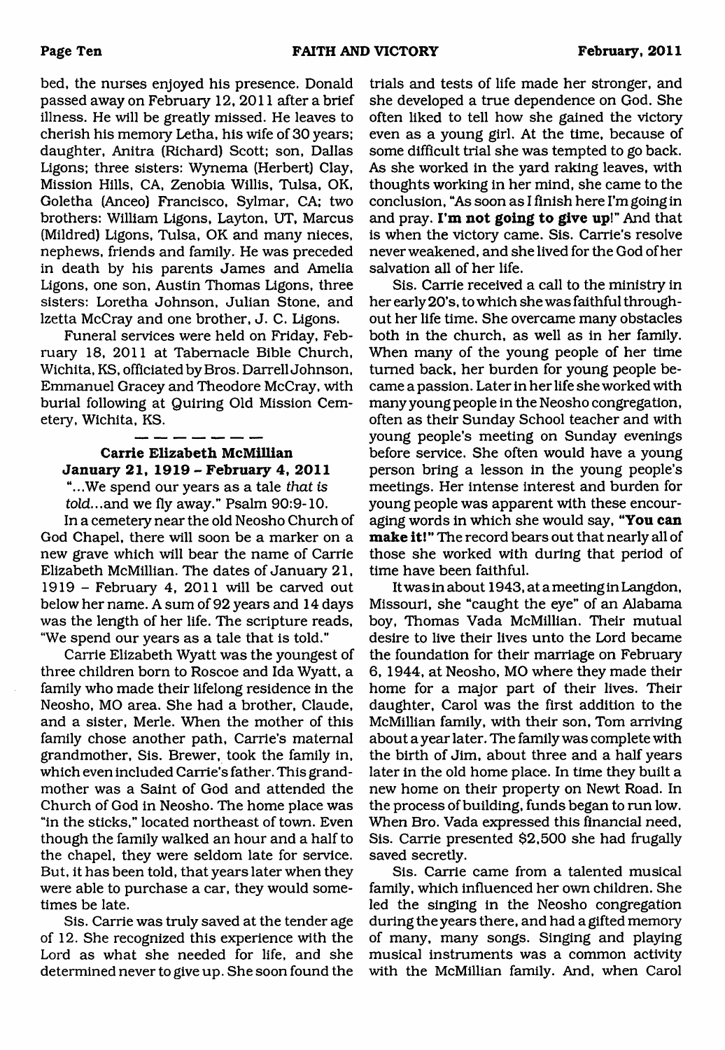bed, the nurses enjoyed his presence. Donald passed away on February 12, 2011 after a brief illness. He will be greatly missed. He leaves to cherish his memory Letha, his wife of 30 years; daughter, Anitra (Richard) Scott; son, Dallas Ligons; three sisters: Wynema (Herbert) Clay, Mission Hills, CA, Zenobia Willis, Tulsa, OK, Goletha (Anceo) Francisco, Sylmar, CA; two brothers: William Ligons, Layton, UT, Marcus (Mildred) Ligons, Tulsa, OK and many nieces, nephews, friends and family. He was preceded in death by his parents James and Amelia Ligons, one son, Austin Thomas Ligons, three sisters: Loretha Johnson, Julian Stone, and Izetta McCray and one brother, J. C. Ligons.

Funeral services were held on Friday, February 18, 2011 at Tabernacle Bible Church, Wichita, KS, officiated by Bros. Darrell Johnson, Emmanuel Gracey and Theodore McCray, with burial following at Quiring Old Mission Cemetery, Wichita, KS.

---

**Carrie Elizabeth McMillian**
**January 21, 1919 – February 4, 2011**

"...We spend our years as a tale *that is told*...and we fly away." Psalm 90:9-10.

In a cemetery near the old Neosho Church of God Chapel, there will soon be a marker on a new grave which will bear the name of Carrie Elizabeth McMillian. The dates of January 21, 1919 – February 4, 2011 will be carved out below her name. A sum of 92 years and 14 days was the length of her life. The scripture reads, "We spend our years as a tale that is told."

Carrie Elizabeth Wyatt was the youngest of three children born to Roscoe and Ida Wyatt, a family who made their lifelong residence in the Neosho, MO area. She had a brother, Claude, and a sister, Merle. When the mother of this family chose another path, Carrie's maternal grandmother, Sis. Brewer, took the family in, which even included Carrie's father. This grandmother was a Saint of God and attended the Church of God in Neosho. The home place was "in the sticks," located northeast of town. Even though the family walked an hour and a half to the chapel, they were seldom late for service. But, it has been told, that years later when they were able to purchase a car, they would sometimes be late.

Sis. Carrie was truly saved at the tender age of 12. She recognized this experience with the Lord as what she needed for life, and she determined never to give up. She soon found the trials and tests of life made her stronger, and she developed a true dependence on God. She often liked to tell how she gained the victory even as a young girl. At the time, because of some difficult trial she was tempted to go back. As she worked in the yard raking leaves, with thoughts working in her mind, she came to the conclusion, "As soon as I finish here I'm going in and pray. **I'm not going to give up!**" And that is when the victory came. Sis. Carrie's resolve never weakened, and she lived for the God of her salvation all of her life.

Sis. Carrie received a call to the ministry in her early 20's, to which she was faithful throughout her life time. She overcame many obstacles both in the church, as well as in her family. When many of the young people of her time turned back, her burden for young people became a passion. Later in her life she worked with many young people in the Neosho congregation, often as their Sunday School teacher and with young people's meeting on Sunday evenings before service. She often would have a young person bring a lesson in the young people's meetings. Her intense interest and burden for young people was apparent with these encouraging words in which she would say, **"You can make it!"** The record bears out that nearly all of those she worked with during that period of time have been faithful.

It was in about 1943, at a meeting in Langdon, Missouri, she "caught the eye" of an Alabama boy, Thomas Vada McMillian. Their mutual desire to live their lives unto the Lord became the foundation for their marriage on February 6, 1944, at Neosho, MO where they made their home for a major part of their lives. Their daughter, Carol was the first addition to the McMillian family, with their son, Tom arriving about a year later. The family was complete with the birth of Jim, about three and a half years later in the old home place. In time they built a new home on their property on Newt Road. In the process of building, funds began to run low. When Bro. Vada expressed this financial need, Sis. Carrie presented $2,500 she had frugally saved secretly.

Sis. Carrie came from a talented musical family, which influenced her own children. She led the singing in the Neosho congregation during the years there, and had a gifted memory of many, many songs. Singing and playing musical instruments was a common activity with the McMillian family. And, when Carol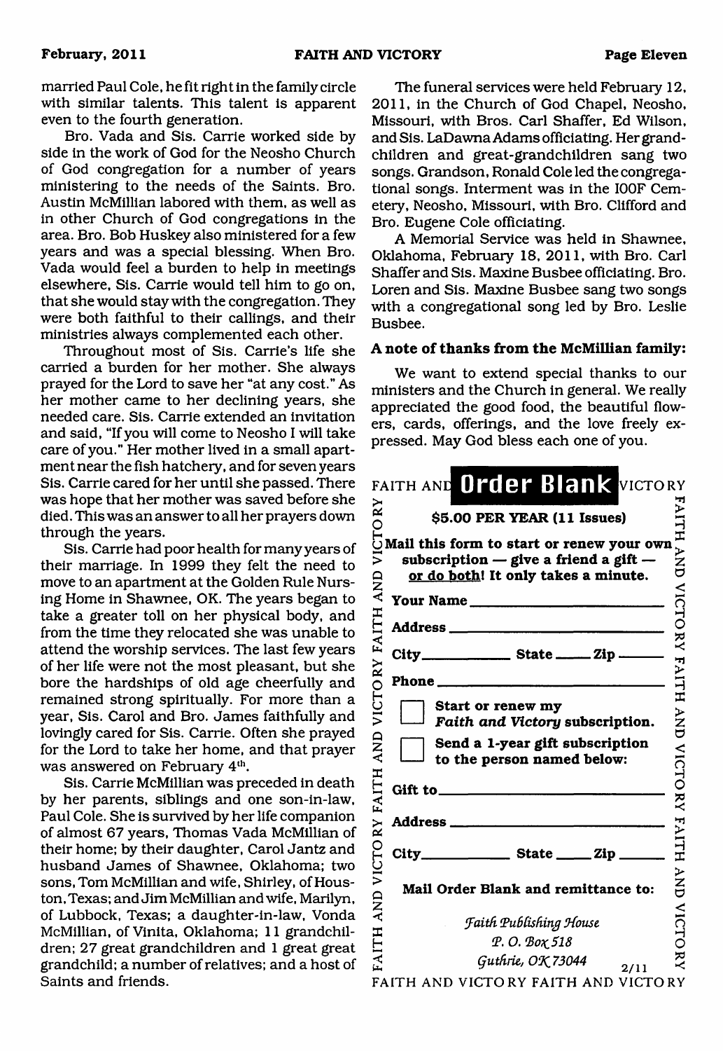married Paul Cole, he fit right in the family circle with similar talents. This talent is apparent even to the fourth generation.

Bro. Vada and Sis. Carrie worked side by side in the work of God for the Neosho Church of God congregation for a number of years ministering to the needs of the Saints. Bro. Austin McMillian labored with them, as well as in other Church of God congregations in the area. Bro. Bob Huskey also ministered for a few years and was a special blessing. When Bro. Vada would feel a burden to help in meetings elsewhere, Sis. Carrie would tell him to go on, that she would stay with the congregation. They were both faithful to their callings, and their ministries always complemented each other.

Throughout most of Sis. Carrie's life she carried a burden for her mother. She always prayed for the Lord to save her "at any cost." As her mother came to her declining years, she needed care. Sis. Carrie extended an invitation and said, "If you will come to Neosho I will take care of you." Her mother lived in a small apartment near the fish hatchery, and for seven years Sis. Carrie cared for her until she passed. There was hope that her mother was saved before she died. This was an answer to all her prayers down through the years.

Sis. Carrie had poor health for many years of their marriage. In 1999 they felt the need to move to an apartment at the Golden Rule Nursing Home in Shawnee, OK. The years began to take a greater toll on her physical body, and from the time they relocated she was unable to attend the worship services. The last few years of her life were not the most pleasant, but she bore the hardships of old age cheerfully and remained strong spiritually. For more than a year, Sis. Carol and Bro. James faithfully and lovingly cared for Sis. Carrie. Often she prayed for the Lord to take her home, and that prayer was answered on February 4th.

Sis. Carrie McMillian was preceded in death by her parents, siblings and one son-in-law, Paul Cole. She is survived by her life companion of almost 67 years, Thomas Vada McMillian of their home; by their daughter, Carol Jantz and husband James of Shawnee, Oklahoma; two sons, Tom McMillian and wife, Shirley, of Houston, Texas; and Jim McMillian and wife, Marilyn, of Lubbock, Texas; a daughter-in-law, Vonda McMillian, of Vinita, Oklahoma; 11 grandchildren; 27 great grandchildren and 1 great great grandchild; a number of relatives; and a host of Saints and friends.

The funeral services were held February 12, 2011, in the Church of God Chapel, Neosho, Missouri, with Bros. Carl Shaffer, Ed Wilson, and Sis. LaDawna Adams officiating. Her grandchildren and great-grandchildren sang two songs. Grandson, Ronald Cole led the congregational songs. Interment was in the IOOF Cemetery, Neosho, Missouri, with Bro. Clifford and Bro. Eugene Cole officiating.

A Memorial Service was held in Shawnee, Oklahoma, February 18, 2011, with Bro. Carl Shaffer and Sis. Maxine Busbee officiating. Bro. Loren and Sis. Maxine Busbee sang two songs with a congregational song led by Bro. Leslie Busbee.

**A note of thanks from the McMillian family:**

We want to extend special thanks to our ministers and the Church in general. We really appreciated the good food, the beautiful flowers, cards, offerings, and the love freely expressed. May God bless each one of you.

FAITH AND **Order Blank** VICTORY

**$5.00 PER YEAR (11 Issues)**

**Mail this form to start or renew your own subscription — give a friend a gift — or do both! It only takes a minute.**

**Your Name** ____________________

**Address** ____________________

**City** __________ **State** _____ **Zip** _____

**Phone** ____________________

☐ **Start or renew my *Faith and Victory* subscription.**

☐ **Send a 1-year gift subscription to the person named below:**

**Gift to** ____________________

**Address** ____________________

**City** __________ **State** _____ **Zip** _____

**Mail Order Blank and remittance to:**

*Faith Publishing House*
*P. O. Box 518*
*Guthrie, OK 73044*

2/11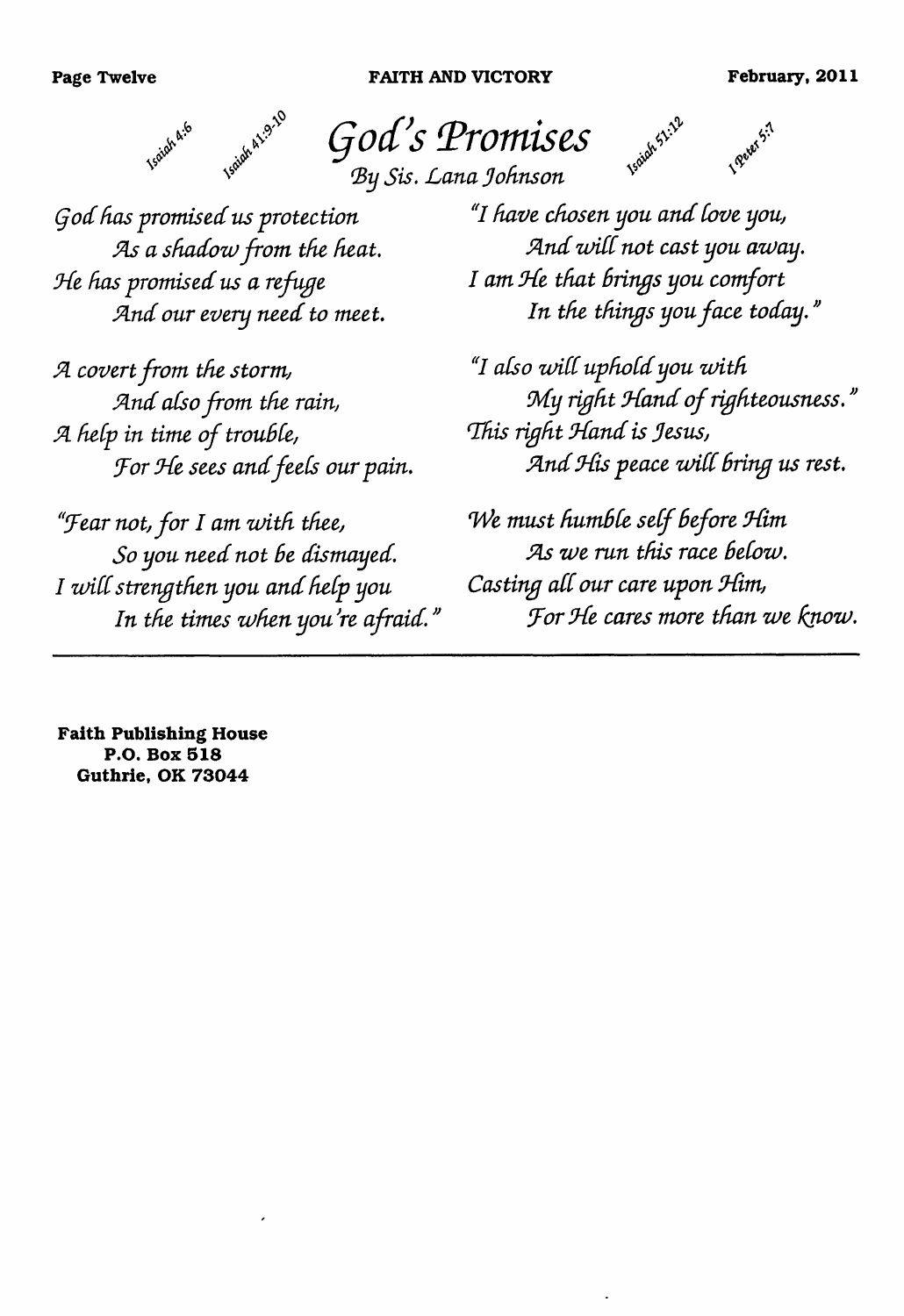# God's Promises

Isaiah 4:6 — Isaiah 41:9-10 — Isaiah 51:12 — I Peter 5:7

*By Sis. Lana Johnson*

*God has promised us protection*
*As a shadow from the heat.*
*He has promised us a refuge*
*And our every need to meet.*

*A covert from the storm,*
*And also from the rain,*
*A help in time of trouble,*
*For He sees and feels our pain.*

*"Fear not, for I am with thee,*
*So you need not be dismayed.*
*I will strengthen you and help you*
*In the times when you're afraid."*

*"I have chosen you and love you,*
*And will not cast you away.*
*I am He that brings you comfort*
*In the things you face today."*

*"I also will uphold you with*
*My right Hand of righteousness."*
*This right Hand is Jesus,*
*And His peace will bring us rest.*

*We must humble self before Him*
*As we run this race below.*
*Casting all our care upon Him,*
*For He cares more than we know.*

---

**Faith Publishing House**
**P.O. Box 518**
**Guthrie, OK 73044**